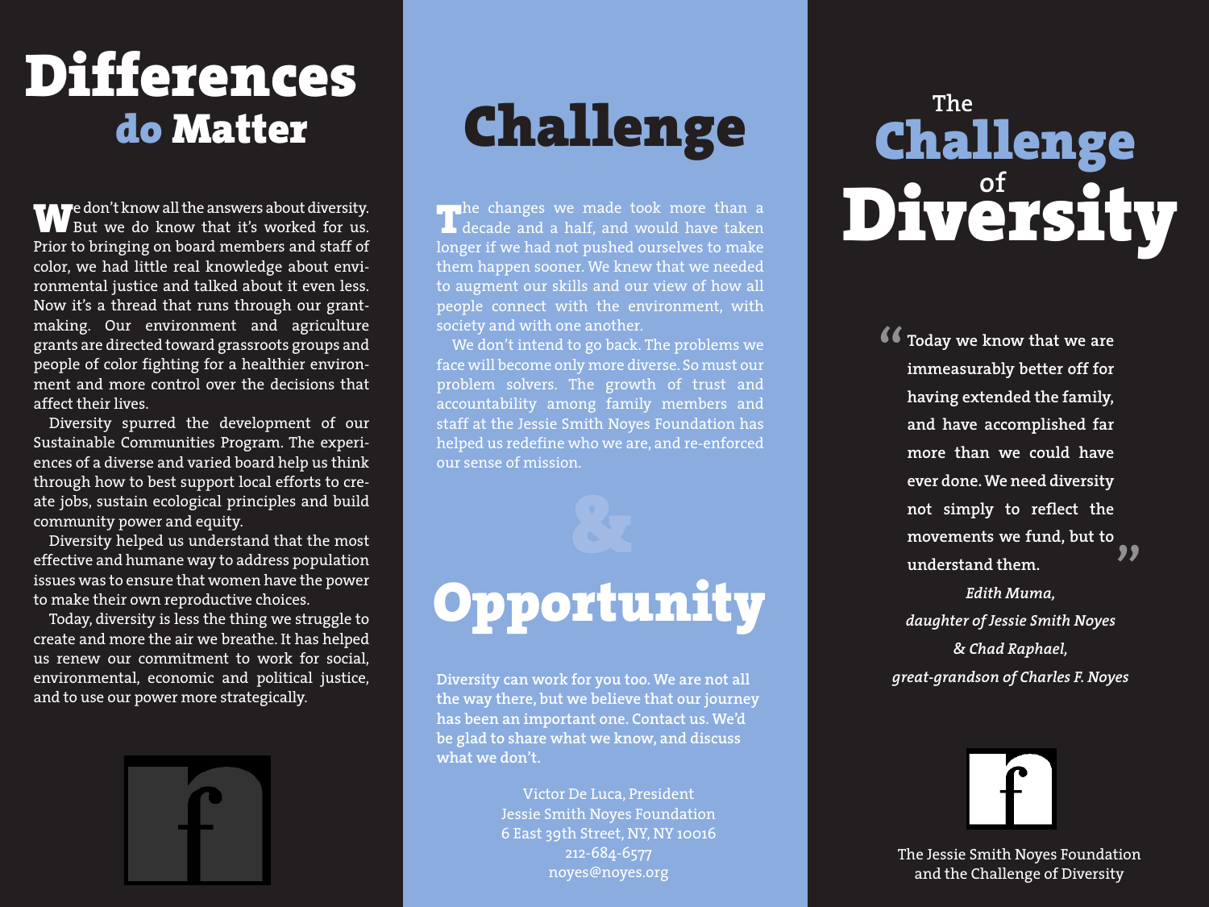# Differences do Matter

We don't know all the answers about diversity. But we do know that it's worked for us. Prior to bringing on board members and staff of color, we had little real knowledge about environmental justice and talked about it even less. Now it's a thread that runs through our grantmaking. Our environment and agriculture grants are directed toward grassroots groups and people of color fighting for a healthier environment and more control over the decisions that affect their lives.

Diversity spurred the development of our Sustainable Communities Program. The experiences of a diverse and varied board help us think through how to best support local efforts to create jobs, sustain ecological principles and build community power and equity.

Diversity helped us understand that the most effective and humane way to address population issues was to ensure that women have the power to make their own reproductive choices.

Today, diversity is less the thing we struggle to create and more the air we breathe. It has helped us renew our commitment to work for social, environmental, economic and political justice, and to use our power more strategically.

# Challenge

The changes we made took more than a decade and a half, and would have taken longer if we had not pushed ourselves to make them happen sooner. We knew that we needed to augment our skills and our view of how all people connect with the environment, with society and with one another.

We don't intend to go back. The problems we face will become only more diverse. So must our problem solvers. The growth of trust and accountability among family members and staff at the Jessie Smith Noyes Foundation has helped us redefine who we are, and re-enforced our sense of mission.

# & Opportunity

**Diversity can work for you too. We are not all the way there, but we believe that our journey has been an important one. Contact us. We'd be glad to share what we know, and discuss what we don't.**

Victor De Luca, President
Jessie Smith Noyes Foundation
6 East 39th Street, NY, NY 10016
212-684-6577
noyes@noyes.org

# The Challenge of Diversity

> **"Today we know that we are immeasurably better off for having extended the family, and have accomplished far more than we could have ever done. We need diversity not simply to reflect the movements we fund, but to understand them."**
>
> *Edith Muma,*
> *daughter of Jessie Smith Noyes*
> *& Chad Raphael,*
> *great-grandson of Charles F. Noyes*

The Jessie Smith Noyes Foundation and the Challenge of Diversity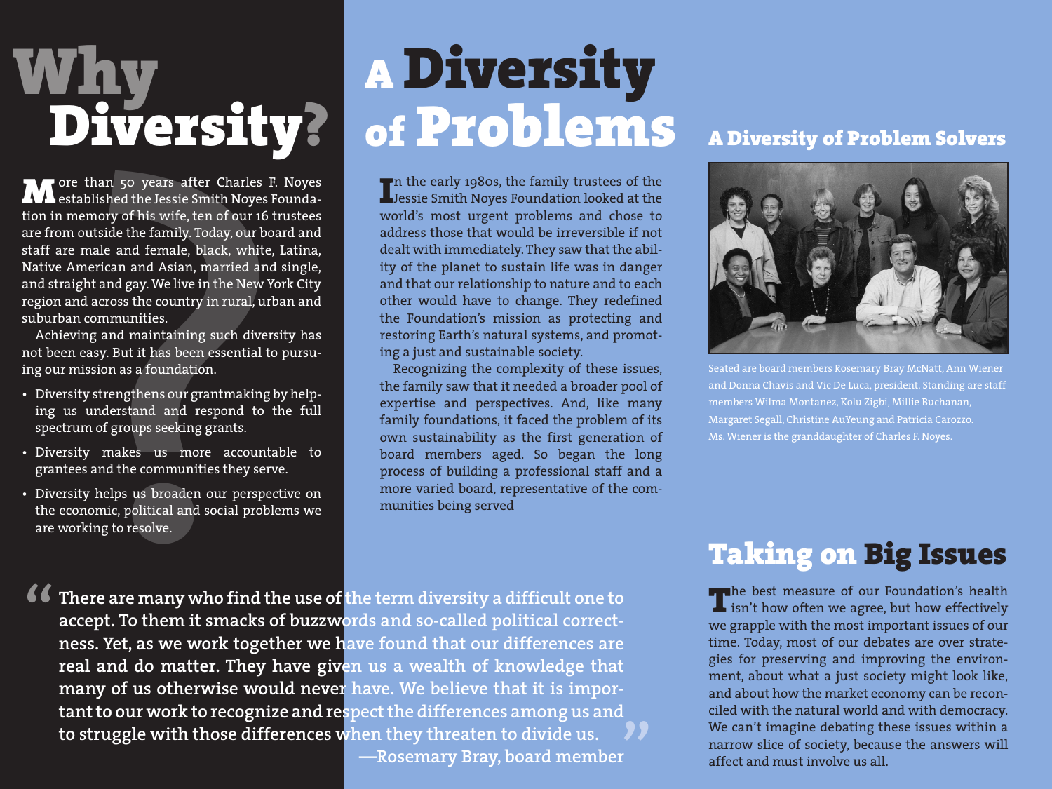# Why Diversity?

More than 50 years after Charles F. Noyes established the Jessie Smith Noyes Foundation in memory of his wife, ten of our 16 trustees are from outside the family. Today, our board and staff are male and female, black, white, Latina, Native American and Asian, married and single, and straight and gay. We live in the New York City region and across the country in rural, urban and suburban communities.

Achieving and maintaining such diversity has not been easy. But it has been essential to pursuing our mission as a foundation.

- Diversity strengthens our grantmaking by helping us understand and respond to the full spectrum of groups seeking grants.
- Diversity makes us more accountable to grantees and the communities they serve.
- Diversity helps us broaden our perspective on the economic, political and social problems we are working to resolve.

# A Diversity of Problems

In the early 1980s, the family trustees of the Jessie Smith Noyes Foundation looked at the world's most urgent problems and chose to address those that would be irreversible if not dealt with immediately. They saw that the ability of the planet to sustain life was in danger and that our relationship to nature and to each other would have to change. They redefined the Foundation's mission as protecting and restoring Earth's natural systems, and promoting a just and sustainable society.

Recognizing the complexity of these issues, the family saw that it needed a broader pool of expertise and perspectives. And, like many family foundations, it faced the problem of its own sustainability as the first generation of board members aged. So began the long process of building a professional staff and a more varied board, representative of the communities being served

## A Diversity of Problem Solvers

Seated are board members Rosemary Bray McNatt, Ann Wiener and Donna Chavis and Vic De Luca, president. Standing are staff members Wilma Montanez, Kolu Zigbi, Millie Buchanan, Margaret Segall, Christine AuYeung and Patricia Carozzo. Ms. Wiener is the granddaughter of Charles F. Noyes.

> "There are many who find the use of the term diversity a difficult one to accept. To them it smacks of buzzwords and so-called political correctness. Yet, as we work together we have found that our differences are real and do matter. They have given us a wealth of knowledge that many of us otherwise would never have. We believe that it is important to our work to recognize and respect the differences among us and to struggle with those differences when they threaten to divide us."
>
> —Rosemary Bray, board member

## Taking on Big Issues

The best measure of our Foundation's health isn't how often we agree, but how effectively we grapple with the most important issues of our time. Today, most of our debates are over strategies for preserving and improving the environment, about what a just society might look like, and about how the market economy can be reconciled with the natural world and with democracy. We can't imagine debating these issues within a narrow slice of society, because the answers will affect and must involve us all.